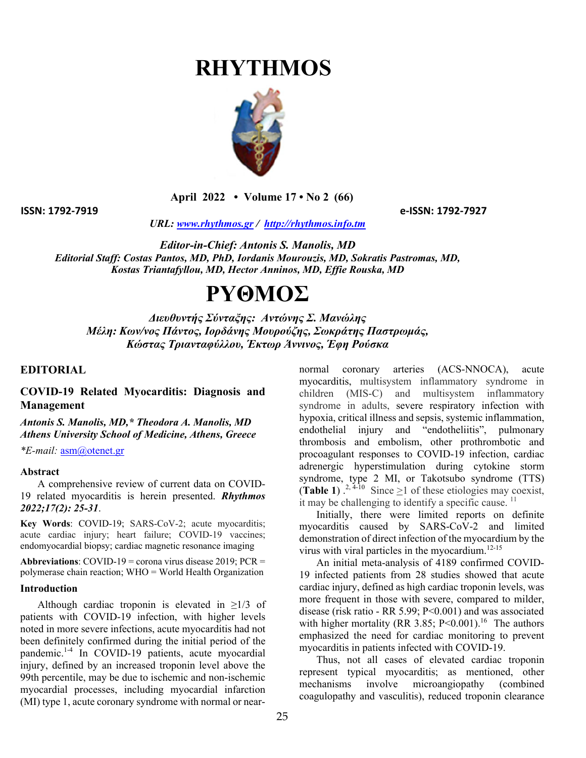# RHYTHMOS

**April 2022 • Volume 17 • No 2 (66)**

**ISSN: 1792-7919** **e-ISSN: 1792-7927**

*URL: www.rhythmos.gr / http://rhythmos.info.tm*

***Editor-in-Chief: Antonis S. Manolis, MD***
***Editorial Staff: Costas Pantos, MD, PhD, Iordanis Mourouzis, MD, Sokratis Pastromas, MD, Kostas Triantafyllou, MD, Hector Anninos, MD, Effie Rouska, MD***

# ΡΥΘΜΟΣ

***Διευθυντής Σύνταξης: Αντώνης Σ. Μανώλης***
***Μέλη: Κων/νος Πάντος, Ιορδάνης Μουρούζης, Σωκράτης Παστρωμάς, Κώστας Τριανταφύλλου, Έκτωρ Άννινος, Έφη Ρούσκα***

## EDITORIAL

## COVID-19 Related Myocarditis: Diagnosis and Management

***Antonis S. Manolis, MD,\* Theodora A. Manolis, MD***
***Athens University School of Medicine, Athens, Greece***

*\*E-mail:* asm@otenet.gr

### Abstract

A comprehensive review of current data on COVID-19 related myocarditis is herein presented. ***Rhythmos 2022;17(2): 25-31***.

**Key Words**: COVID-19; SARS-CoV-2; acute myocarditis; acute cardiac injury; heart failure; COVID-19 vaccines; endomyocardial biopsy; cardiac magnetic resonance imaging

**Abbreviations**: COVID-19 = corona virus disease 2019; PCR = polymerase chain reaction; WHO = World Health Organization

### Introduction

Although cardiac troponin is elevated in ≥1/3 of patients with COVID-19 infection, with higher levels noted in more severe infections, acute myocarditis had not been definitely confirmed during the initial period of the pandemic.[1-4] In COVID-19 patients, acute myocardial injury, defined by an increased troponin level above the 99th percentile, may be due to ischemic and non-ischemic myocardial processes, including myocardial infarction (MI) type 1, acute coronary syndrome with normal or near-normal coronary arteries (ACS-NNOCA), acute myocarditis, multisystem inflammatory syndrome in children (MIS-C) and multisystem inflammatory syndrome in adults, severe respiratory infection with hypoxia, critical illness and sepsis, systemic inflammation, endothelial injury and "endotheliitis", pulmonary thrombosis and embolism, other prothrombotic and procoagulant responses to COVID-19 infection, cardiac adrenergic hyperstimulation during cytokine storm syndrome, type 2 MI, or Takotsubo syndrome (TTS) (**Table 1**).[2, 4-10] Since ≥1 of these etiologies may coexist, it may be challenging to identify a specific cause.[11]

Initially, there were limited reports on definite myocarditis caused by SARS-CoV-2 and limited demonstration of direct infection of the myocardium by the virus with viral particles in the myocardium.[12-15]

An initial meta-analysis of 4189 confirmed COVID-19 infected patients from 28 studies showed that acute cardiac injury, defined as high cardiac troponin levels, was more frequent in those with severe, compared to milder, disease (risk ratio - RR 5.99; P<0.001) and was associated with higher mortality (RR 3.85; P<0.001).[16] The authors emphasized the need for cardiac monitoring to prevent myocarditis in patients infected with COVID-19.

Thus, not all cases of elevated cardiac troponin represent typical myocarditis; as mentioned, other mechanisms involve microangiopathy (combined coagulopathy and vasculitis), reduced troponin clearance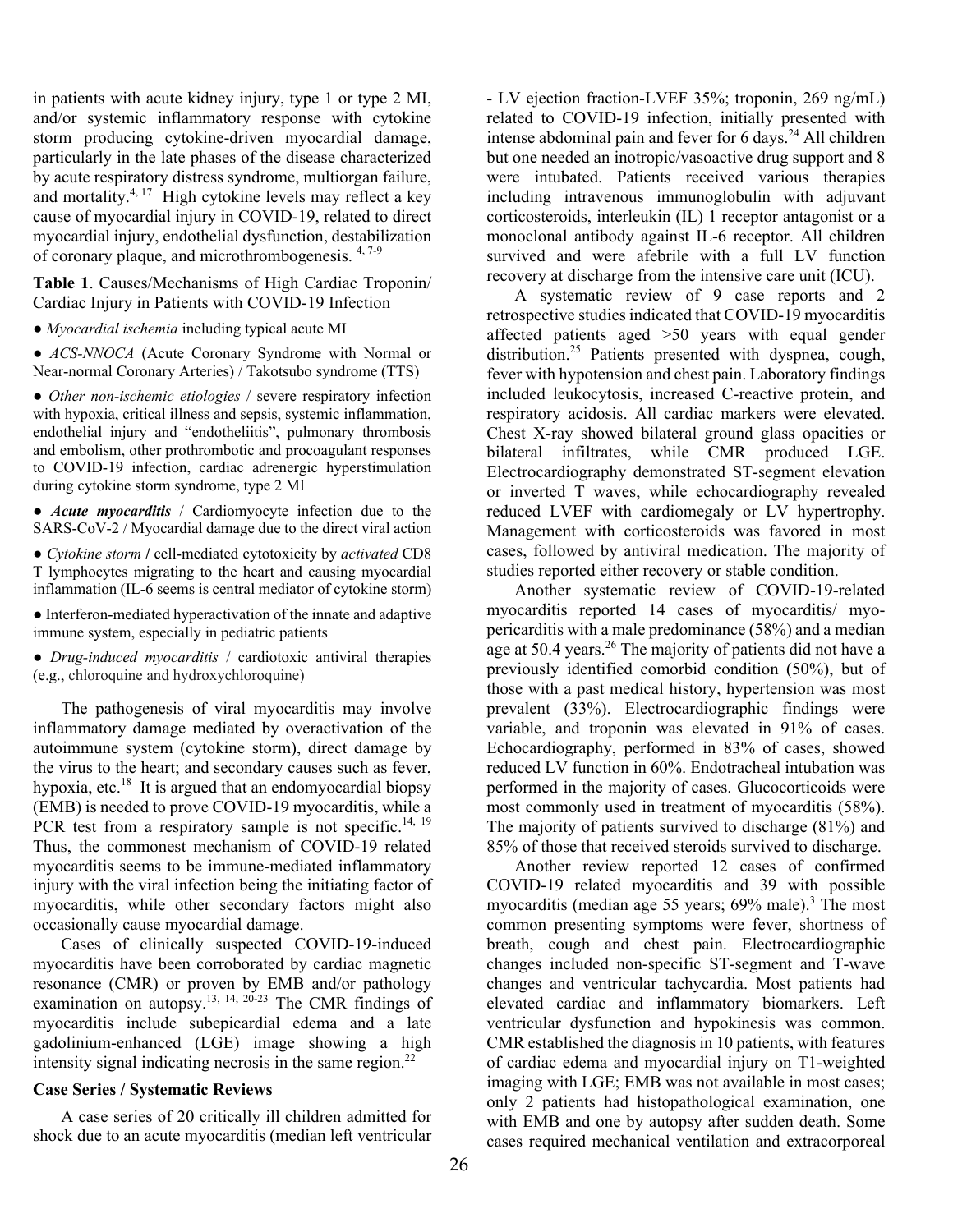in patients with acute kidney injury, type 1 or type 2 MI, and/or systemic inflammatory response with cytokine storm producing cytokine-driven myocardial damage, particularly in the late phases of the disease characterized by acute respiratory distress syndrome, multiorgan failure, and mortality.[4, 17] High cytokine levels may reflect a key cause of myocardial injury in COVID-19, related to direct myocardial injury, endothelial dysfunction, destabilization of coronary plaque, and microthrombogenesis.[4, 7-9]

**Table 1**. Causes/Mechanisms of High Cardiac Troponin/ Cardiac Injury in Patients with COVID-19 Infection

- *Myocardial ischemia* including typical acute MI
- *ACS-NNOCA* (Acute Coronary Syndrome with Normal or Near-normal Coronary Arteries) / Takotsubo syndrome (TTS)
- *Other non-ischemic etiologies* / severe respiratory infection with hypoxia, critical illness and sepsis, systemic inflammation, endothelial injury and "endotheliitis", pulmonary thrombosis and embolism, other prothrombotic and procoagulant responses to COVID-19 infection, cardiac adrenergic hyperstimulation during cytokine storm syndrome, type 2 MI
- ***Acute myocarditis*** / Cardiomyocyte infection due to the SARS-CoV-2 / Myocardial damage due to the direct viral action
- *Cytokine storm* / cell-mediated cytotoxicity by *activated* CD8 T lymphocytes migrating to the heart and causing myocardial inflammation (IL-6 seems is central mediator of cytokine storm)
- Interferon-mediated hyperactivation of the innate and adaptive immune system, especially in pediatric patients
- *Drug-induced myocarditis* / cardiotoxic antiviral therapies (e.g., chloroquine and hydroxychloroquine)

The pathogenesis of viral myocarditis may involve inflammatory damage mediated by overactivation of the autoimmune system (cytokine storm), direct damage by the virus to the heart; and secondary causes such as fever, hypoxia, etc.[18] It is argued that an endomyocardial biopsy (EMB) is needed to prove COVID-19 myocarditis, while a PCR test from a respiratory sample is not specific.[14, 19] Thus, the commonest mechanism of COVID-19 related myocarditis seems to be immune-mediated inflammatory injury with the viral infection being the initiating factor of myocarditis, while other secondary factors might also occasionally cause myocardial damage.

Cases of clinically suspected COVID-19-induced myocarditis have been corroborated by cardiac magnetic resonance (CMR) or proven by EMB and/or pathology examination on autopsy.[13, 14, 20-23] The CMR findings of myocarditis include subepicardial edema and a late gadolinium-enhanced (LGE) image showing a high intensity signal indicating necrosis in the same region.[22]

### Case Series / Systematic Reviews

A case series of 20 critically ill children admitted for shock due to an acute myocarditis (median left ventricular - LV ejection fraction-LVEF 35%; troponin, 269 ng/mL) related to COVID-19 infection, initially presented with intense abdominal pain and fever for 6 days.[24] All children but one needed an inotropic/vasoactive drug support and 8 were intubated. Patients received various therapies including intravenous immunoglobulin with adjuvant corticosteroids, interleukin (IL) 1 receptor antagonist or a monoclonal antibody against IL-6 receptor. All children survived and were afebrile with a full LV function recovery at discharge from the intensive care unit (ICU).

A systematic review of 9 case reports and 2 retrospective studies indicated that COVID-19 myocarditis affected patients aged >50 years with equal gender distribution.[25] Patients presented with dyspnea, cough, fever with hypotension and chest pain. Laboratory findings included leukocytosis, increased C-reactive protein, and respiratory acidosis. All cardiac markers were elevated. Chest X-ray showed bilateral ground glass opacities or bilateral infiltrates, while CMR produced LGE. Electrocardiography demonstrated ST-segment elevation or inverted T waves, while echocardiography revealed reduced LVEF with cardiomegaly or LV hypertrophy. Management with corticosteroids was favored in most cases, followed by antiviral medication. The majority of studies reported either recovery or stable condition.

Another systematic review of COVID-19-related myocarditis reported 14 cases of myocarditis/ myo-pericarditis with a male predominance (58%) and a median age at 50.4 years.[26] The majority of patients did not have a previously identified comorbid condition (50%), but of those with a past medical history, hypertension was most prevalent (33%). Electrocardiographic findings were variable, and troponin was elevated in 91% of cases. Echocardiography, performed in 83% of cases, showed reduced LV function in 60%. Endotracheal intubation was performed in the majority of cases. Glucocorticoids were most commonly used in treatment of myocarditis (58%). The majority of patients survived to discharge (81%) and 85% of those that received steroids survived to discharge.

Another review reported 12 cases of confirmed COVID-19 related myocarditis and 39 with possible myocarditis (median age 55 years; 69% male).[3] The most common presenting symptoms were fever, shortness of breath, cough and chest pain. Electrocardiographic changes included non-specific ST-segment and T-wave changes and ventricular tachycardia. Most patients had elevated cardiac and inflammatory biomarkers. Left ventricular dysfunction and hypokinesis was common. CMR established the diagnosis in 10 patients, with features of cardiac edema and myocardial injury on T1-weighted imaging with LGE; EMB was not available in most cases; only 2 patients had histopathological examination, one with EMB and one by autopsy after sudden death. Some cases required mechanical ventilation and extracorporeal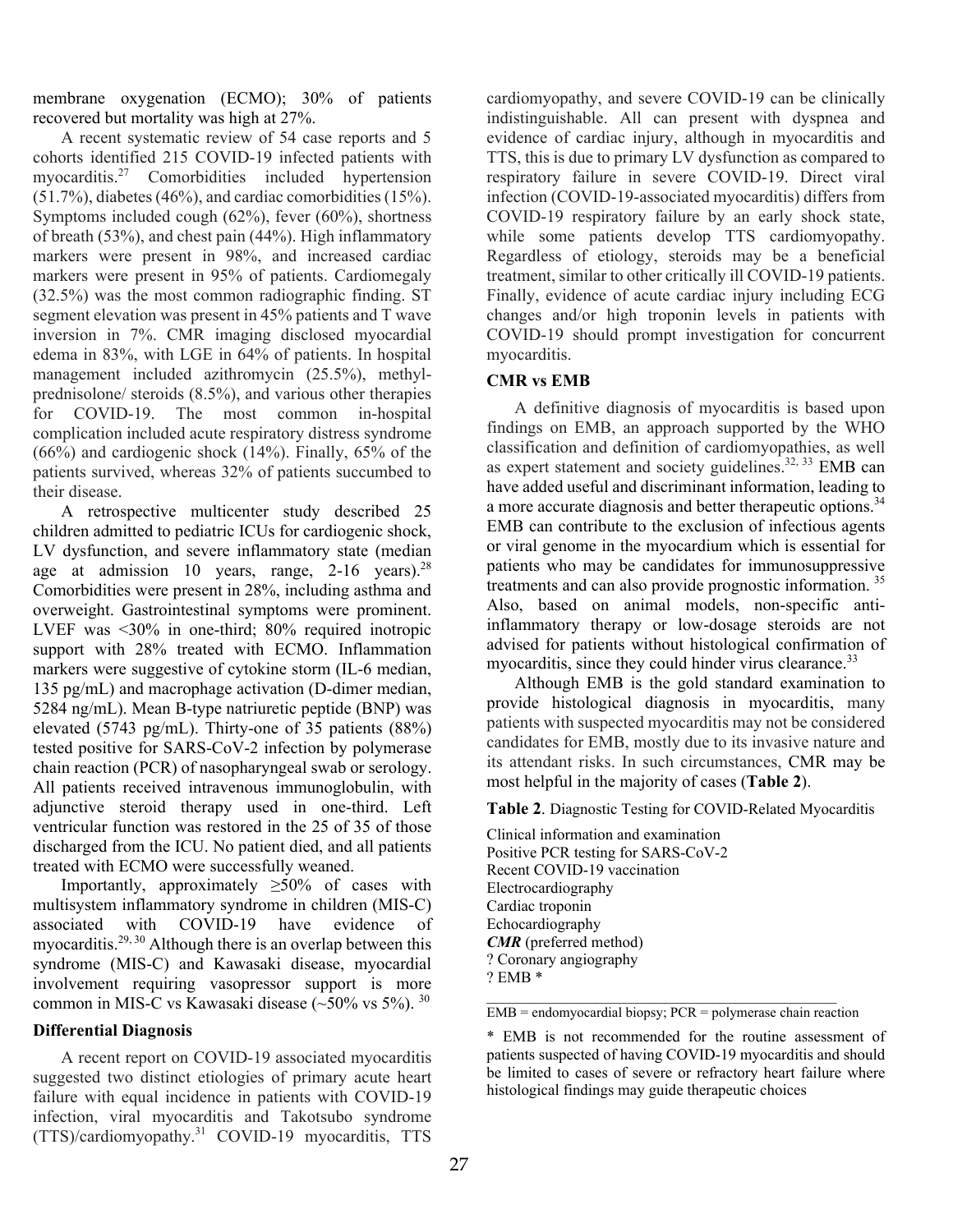membrane oxygenation (ECMO); 30% of patients recovered but mortality was high at 27%.

A recent systematic review of 54 case reports and 5 cohorts identified 215 COVID-19 infected patients with myocarditis.[27] Comorbidities included hypertension (51.7%), diabetes (46%), and cardiac comorbidities (15%). Symptoms included cough (62%), fever (60%), shortness of breath (53%), and chest pain (44%). High inflammatory markers were present in 98%, and increased cardiac markers were present in 95% of patients. Cardiomegaly (32.5%) was the most common radiographic finding. ST segment elevation was present in 45% patients and T wave inversion in 7%. CMR imaging disclosed myocardial edema in 83%, with LGE in 64% of patients. In hospital management included azithromycin (25.5%), methyl-prednisolone/ steroids (8.5%), and various other therapies for COVID-19. The most common in-hospital complication included acute respiratory distress syndrome (66%) and cardiogenic shock (14%). Finally, 65% of the patients survived, whereas 32% of patients succumbed to their disease.

A retrospective multicenter study described 25 children admitted to pediatric ICUs for cardiogenic shock, LV dysfunction, and severe inflammatory state (median age at admission 10 years, range, 2-16 years).[28] Comorbidities were present in 28%, including asthma and overweight. Gastrointestinal symptoms were prominent. LVEF was <30% in one-third; 80% required inotropic support with 28% treated with ECMO. Inflammation markers were suggestive of cytokine storm (IL-6 median, 135 pg/mL) and macrophage activation (D-dimer median, 5284 ng/mL). Mean B-type natriuretic peptide (BNP) was elevated (5743 pg/mL). Thirty-one of 35 patients (88%) tested positive for SARS-CoV-2 infection by polymerase chain reaction (PCR) of nasopharyngeal swab or serology. All patients received intravenous immunoglobulin, with adjunctive steroid therapy used in one-third. Left ventricular function was restored in the 25 of 35 of those discharged from the ICU. No patient died, and all patients treated with ECMO were successfully weaned.

Importantly, approximately ≥50% of cases with multisystem inflammatory syndrome in children (MIS-C) associated with COVID-19 have evidence of myocarditis.[29, 30] Although there is an overlap between this syndrome (MIS-C) and Kawasaki disease, myocardial involvement requiring vasopressor support is more common in MIS-C vs Kawasaki disease (~50% vs 5%).[30]

## Differential Diagnosis

A recent report on COVID-19 associated myocarditis suggested two distinct etiologies of primary acute heart failure with equal incidence in patients with COVID-19 infection, viral myocarditis and Takotsubo syndrome (TTS)/cardiomyopathy.[31] COVID-19 myocarditis, TTS cardiomyopathy, and severe COVID-19 can be clinically indistinguishable. All can present with dyspnea and evidence of cardiac injury, although in myocarditis and TTS, this is due to primary LV dysfunction as compared to respiratory failure in severe COVID-19. Direct viral infection (COVID-19-associated myocarditis) differs from COVID-19 respiratory failure by an early shock state, while some patients develop TTS cardiomyopathy. Regardless of etiology, steroids may be a beneficial treatment, similar to other critically ill COVID-19 patients. Finally, evidence of acute cardiac injury including ECG changes and/or high troponin levels in patients with COVID-19 should prompt investigation for concurrent myocarditis.

## CMR vs EMB

A definitive diagnosis of myocarditis is based upon findings on EMB, an approach supported by the WHO classification and definition of cardiomyopathies, as well as expert statement and society guidelines.[32, 33] EMB can have added useful and discriminant information, leading to a more accurate diagnosis and better therapeutic options.[34] EMB can contribute to the exclusion of infectious agents or viral genome in the myocardium which is essential for patients who may be candidates for immunosuppressive treatments and can also provide prognostic information.[35] Also, based on animal models, non-specific anti-inflammatory therapy or low-dosage steroids are not advised for patients without histological confirmation of myocarditis, since they could hinder virus clearance.[33]

Although EMB is the gold standard examination to provide histological diagnosis in myocarditis, many patients with suspected myocarditis may not be considered candidates for EMB, mostly due to its invasive nature and its attendant risks. In such circumstances, CMR may be most helpful in the majority of cases (**Table 2**).

**Table 2**. Diagnostic Testing for COVID-Related Myocarditis

Clinical information and examination
Positive PCR testing for SARS-CoV-2
Recent COVID-19 vaccination
Electrocardiography
Cardiac troponin
Echocardiography
***CMR*** (preferred method)
? Coronary angiography
? EMB *

EMB = endomyocardial biopsy; PCR = polymerase chain reaction

* EMB is not recommended for the routine assessment of patients suspected of having COVID-19 myocarditis and should be limited to cases of severe or refractory heart failure where histological findings may guide therapeutic choices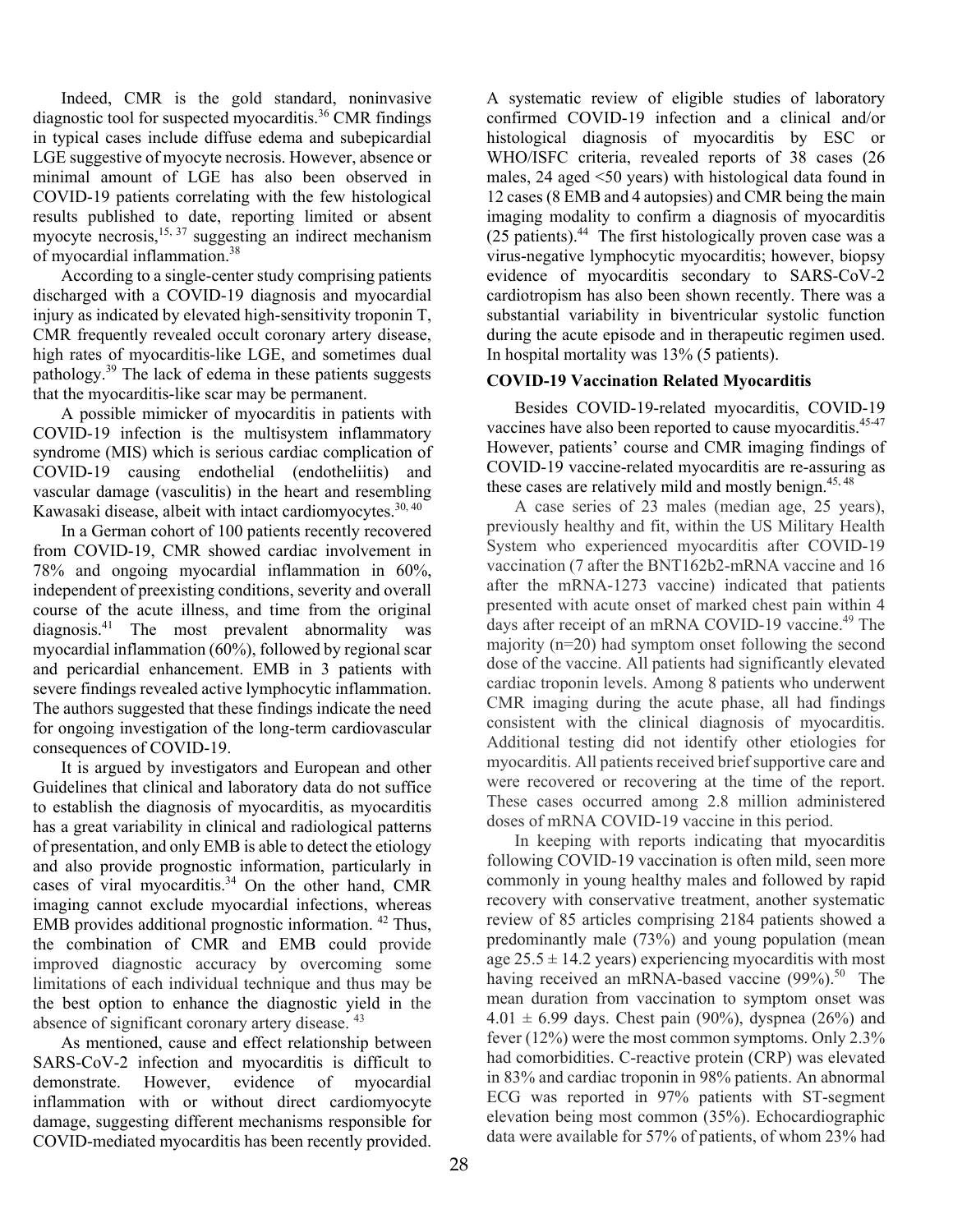Indeed, CMR is the gold standard, noninvasive diagnostic tool for suspected myocarditis.[36] CMR findings in typical cases include diffuse edema and subepicardial LGE suggestive of myocyte necrosis. However, absence or minimal amount of LGE has also been observed in COVID-19 patients correlating with the few histological results published to date, reporting limited or absent myocyte necrosis,[15, 37] suggesting an indirect mechanism of myocardial inflammation.[38]

According to a single-center study comprising patients discharged with a COVID-19 diagnosis and myocardial injury as indicated by elevated high-sensitivity troponin T, CMR frequently revealed occult coronary artery disease, high rates of myocarditis-like LGE, and sometimes dual pathology.[39] The lack of edema in these patients suggests that the myocarditis-like scar may be permanent.

A possible mimicker of myocarditis in patients with COVID-19 infection is the multisystem inflammatory syndrome (MIS) which is serious cardiac complication of COVID-19 causing endothelial (endotheliitis) and vascular damage (vasculitis) in the heart and resembling Kawasaki disease, albeit with intact cardiomyocytes.[30, 40]

In a German cohort of 100 patients recently recovered from COVID-19, CMR showed cardiac involvement in 78% and ongoing myocardial inflammation in 60%, independent of preexisting conditions, severity and overall course of the acute illness, and time from the original diagnosis.[41] The most prevalent abnormality was myocardial inflammation (60%), followed by regional scar and pericardial enhancement. EMB in 3 patients with severe findings revealed active lymphocytic inflammation. The authors suggested that these findings indicate the need for ongoing investigation of the long-term cardiovascular consequences of COVID-19.

It is argued by investigators and European and other Guidelines that clinical and laboratory data do not suffice to establish the diagnosis of myocarditis, as myocarditis has a great variability in clinical and radiological patterns of presentation, and only EMB is able to detect the etiology and also provide prognostic information, particularly in cases of viral myocarditis.[34] On the other hand, CMR imaging cannot exclude myocardial infections, whereas EMB provides additional prognostic information. [42] Thus, the combination of CMR and EMB could provide improved diagnostic accuracy by overcoming some limitations of each individual technique and thus may be the best option to enhance the diagnostic yield in the absence of significant coronary artery disease. [43]

As mentioned, cause and effect relationship between SARS-CoV-2 infection and myocarditis is difficult to demonstrate. However, evidence of myocardial inflammation with or without direct cardiomyocyte damage, suggesting different mechanisms responsible for COVID-mediated myocarditis has been recently provided. A systematic review of eligible studies of laboratory confirmed COVID-19 infection and a clinical and/or histological diagnosis of myocarditis by ESC or WHO/ISFC criteria, revealed reports of 38 cases (26 males, 24 aged <50 years) with histological data found in 12 cases (8 EMB and 4 autopsies) and CMR being the main imaging modality to confirm a diagnosis of myocarditis (25 patients).[44] The first histologically proven case was a virus-negative lymphocytic myocarditis; however, biopsy evidence of myocarditis secondary to SARS-CoV-2 cardiotropism has also been shown recently. There was a substantial variability in biventricular systolic function during the acute episode and in therapeutic regimen used. In hospital mortality was 13% (5 patients).

**COVID-19 Vaccination Related Myocarditis**

Besides COVID-19-related myocarditis, COVID-19 vaccines have also been reported to cause myocarditis.[45-47] However, patients' course and CMR imaging findings of COVID-19 vaccine-related myocarditis are re-assuring as these cases are relatively mild and mostly benign.[45, 48]

A case series of 23 males (median age, 25 years), previously healthy and fit, within the US Military Health System who experienced myocarditis after COVID-19 vaccination (7 after the BNT162b2-mRNA vaccine and 16 after the mRNA-1273 vaccine) indicated that patients presented with acute onset of marked chest pain within 4 days after receipt of an mRNA COVID-19 vaccine.[49] The majority (n=20) had symptom onset following the second dose of the vaccine. All patients had significantly elevated cardiac troponin levels. Among 8 patients who underwent CMR imaging during the acute phase, all had findings consistent with the clinical diagnosis of myocarditis. Additional testing did not identify other etiologies for myocarditis. All patients received brief supportive care and were recovered or recovering at the time of the report. These cases occurred among 2.8 million administered doses of mRNA COVID-19 vaccine in this period.

In keeping with reports indicating that myocarditis following COVID-19 vaccination is often mild, seen more commonly in young healthy males and followed by rapid recovery with conservative treatment, another systematic review of 85 articles comprising 2184 patients showed a predominantly male (73%) and young population (mean age $25.5 \pm 14.2$ years) experiencing myocarditis with most having received an mRNA-based vaccine (99%).[50] The mean duration from vaccination to symptom onset was $4.01 \pm 6.99$ days. Chest pain (90%), dyspnea (26%) and fever (12%) were the most common symptoms. Only 2.3% had comorbidities. C-reactive protein (CRP) was elevated in 83% and cardiac troponin in 98% patients. An abnormal ECG was reported in 97% patients with ST-segment elevation being most common (35%). Echocardiographic data were available for 57% of patients, of whom 23% had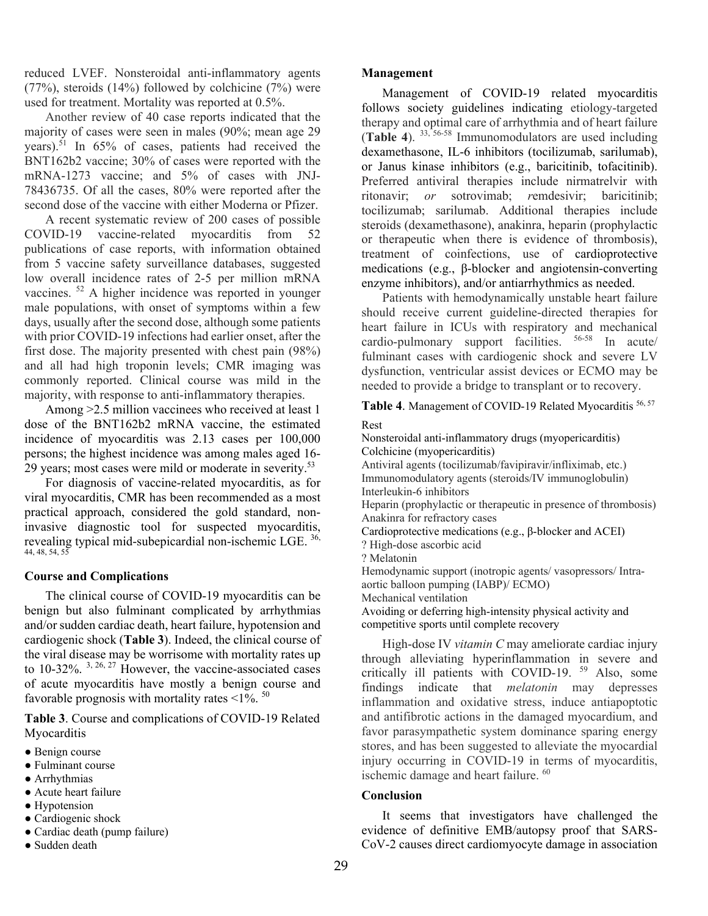reduced LVEF. Nonsteroidal anti-inflammatory agents (77%), steroids (14%) followed by colchicine (7%) were used for treatment. Mortality was reported at 0.5%.

Another review of 40 case reports indicated that the majority of cases were seen in males (90%; mean age 29 years).[51] In 65% of cases, patients had received the BNT162b2 vaccine; 30% of cases were reported with the mRNA-1273 vaccine; and 5% of cases with JNJ-78436735. Of all the cases, 80% were reported after the second dose of the vaccine with either Moderna or Pfizer.

A recent systematic review of 200 cases of possible COVID-19 vaccine-related myocarditis from 52 publications of case reports, with information obtained from 5 vaccine safety surveillance databases, suggested low overall incidence rates of 2-5 per million mRNA vaccines.[52] A higher incidence was reported in younger male populations, with onset of symptoms within a few days, usually after the second dose, although some patients with prior COVID-19 infections had earlier onset, after the first dose. The majority presented with chest pain (98%) and all had high troponin levels; CMR imaging was commonly reported. Clinical course was mild in the majority, with response to anti-inflammatory therapies.

Among >2.5 million vaccinees who received at least 1 dose of the BNT162b2 mRNA vaccine, the estimated incidence of myocarditis was 2.13 cases per 100,000 persons; the highest incidence was among males aged 16-29 years; most cases were mild or moderate in severity.[53]

For diagnosis of vaccine-related myocarditis, as for viral myocarditis, CMR has been recommended as a most practical approach, considered the gold standard, non-invasive diagnostic tool for suspected myocarditis, revealing typical mid-subepicardial non-ischemic LGE.[36, 44, 48, 54, 55]

## Course and Complications

The clinical course of COVID-19 myocarditis can be benign but also fulminant complicated by arrhythmias and/or sudden cardiac death, heart failure, hypotension and cardiogenic shock (**Table 3**). Indeed, the clinical course of the viral disease may be worrisome with mortality rates up to 10-32%.[3, 26, 27] However, the vaccine-associated cases of acute myocarditis have mostly a benign course and favorable prognosis with mortality rates <1%.[50]

**Table 3**. Course and complications of COVID-19 Related Myocarditis

- Benign course
- Fulminant course
- Arrhythmias
- Acute heart failure
- Hypotension
- Cardiogenic shock
- Cardiac death (pump failure)
- Sudden death

## Management

Management of COVID-19 related myocarditis follows society guidelines indicating etiology-targeted therapy and optimal care of arrhythmia and of heart failure (**Table 4**).[33, 56-58] Immunomodulators are used including dexamethasone, IL-6 inhibitors (tocilizumab, sarilumab), or Janus kinase inhibitors (e.g., baricitinib, tofacitinib). Preferred antiviral therapies include nirmatrelvir with ritonavir; *or* sotrovimab; *r*emdesivir; baricitinib; tocilizumab; sarilumab. Additional therapies include steroids (dexamethasone), anakinra, heparin (prophylactic or therapeutic when there is evidence of thrombosis), treatment of coinfections, use of cardioprotective medications (e.g., β-blocker and angiotensin-converting enzyme inhibitors), and/or antiarrhythmics as needed.

Patients with hemodynamically unstable heart failure should receive current guideline-directed therapies for heart failure in ICUs with respiratory and mechanical cardio-pulmonary support facilities.[56-58] In acute/ fulminant cases with cardiogenic shock and severe LV dysfunction, ventricular assist devices or ECMO may be needed to provide a bridge to transplant or to recovery.

**Table 4**. Management of COVID-19 Related Myocarditis [56, 57]

Rest
Nonsteroidal anti-inflammatory drugs (myopericarditis)
Colchicine (myopericarditis)
Antiviral agents (tocilizumab/favipiravir/infliximab, etc.)
Immunomodulatory agents (steroids/IV immunoglobulin)
Interleukin-6 inhibitors
Heparin (prophylactic or therapeutic in presence of thrombosis)
Anakinra for refractory cases
Cardioprotective medications (e.g., β-blocker and ACEI)
? High-dose ascorbic acid
? Melatonin
Hemodynamic support (inotropic agents/ vasopressors/ Intra-aortic balloon pumping (IABP)/ ECMO)
Mechanical ventilation
Avoiding or deferring high-intensity physical activity and competitive sports until complete recovery

High-dose IV *vitamin C* may ameliorate cardiac injury through alleviating hyperinflammation in severe and critically ill patients with COVID-19.[59] Also, some findings indicate that *melatonin* may depresses inflammation and oxidative stress, induce antiapoptotic and antifibrotic actions in the damaged myocardium, and favor parasympathetic system dominance sparing energy stores, and has been suggested to alleviate the myocardial injury occurring in COVID-19 in terms of myocarditis, ischemic damage and heart failure.[60]

## Conclusion

It seems that investigators have challenged the evidence of definitive EMB/autopsy proof that SARS-CoV-2 causes direct cardiomyocyte damage in association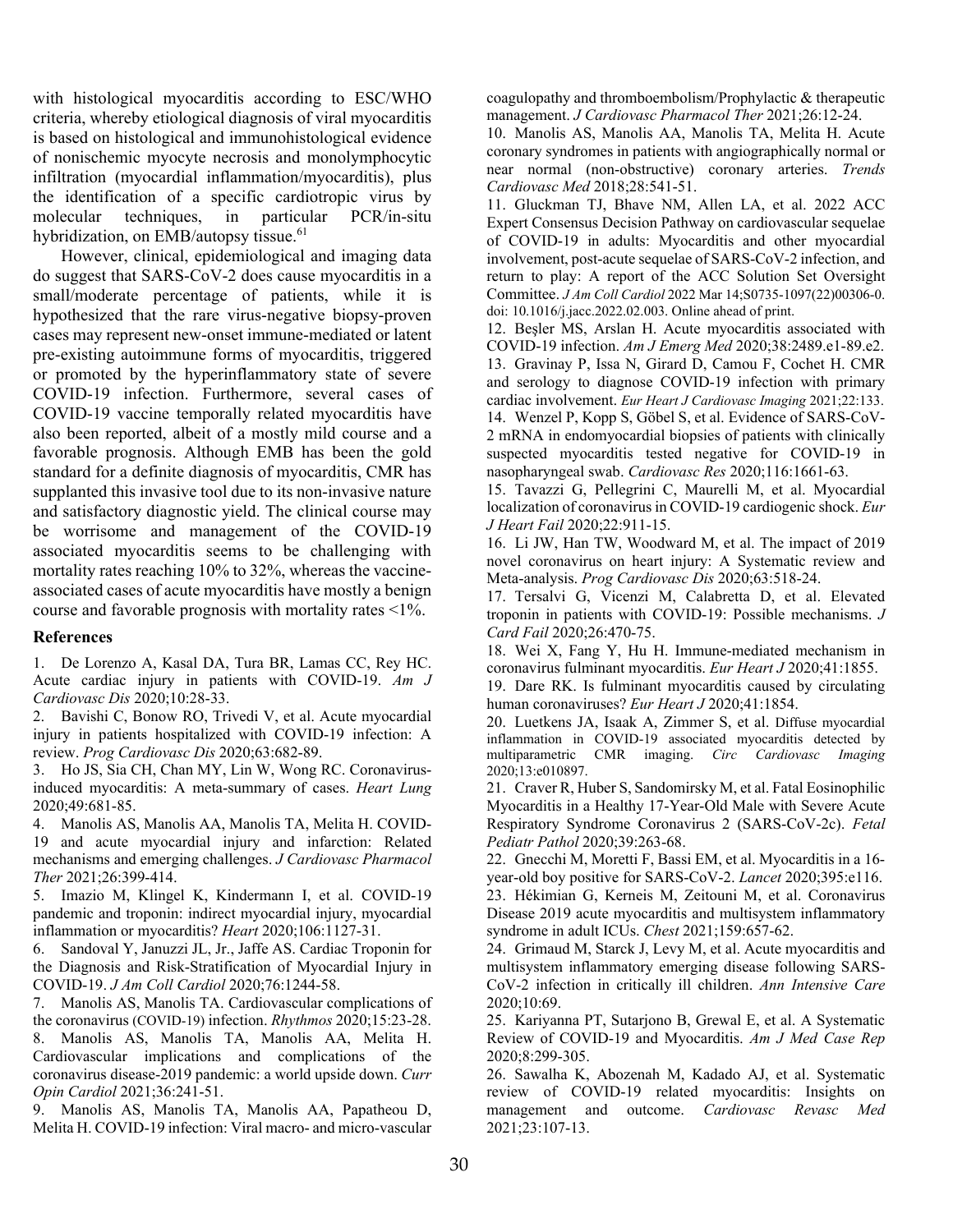with histological myocarditis according to ESC/WHO criteria, whereby etiological diagnosis of viral myocarditis is based on histological and immunohistological evidence of nonischemic myocyte necrosis and monolymphocytic infiltration (myocardial inflammation/myocarditis), plus the identification of a specific cardiotropic virus by molecular techniques, in particular PCR/in-situ hybridization, on EMB/autopsy tissue.[61]

However, clinical, epidemiological and imaging data do suggest that SARS-CoV-2 does cause myocarditis in a small/moderate percentage of patients, while it is hypothesized that the rare virus-negative biopsy-proven cases may represent new-onset immune-mediated or latent pre-existing autoimmune forms of myocarditis, triggered or promoted by the hyperinflammatory state of severe COVID-19 infection. Furthermore, several cases of COVID-19 vaccine temporally related myocarditis have also been reported, albeit of a mostly mild course and a favorable prognosis. Although EMB has been the gold standard for a definite diagnosis of myocarditis, CMR has supplanted this invasive tool due to its non-invasive nature and satisfactory diagnostic yield. The clinical course may be worrisome and management of the COVID-19 associated myocarditis seems to be challenging with mortality rates reaching 10% to 32%, whereas the vaccine-associated cases of acute myocarditis have mostly a benign course and favorable prognosis with mortality rates <1%.

## References

1. De Lorenzo A, Kasal DA, Tura BR, Lamas CC, Rey HC. Acute cardiac injury in patients with COVID-19. *Am J Cardiovasc Dis* 2020;10:28-33.
2. Bavishi C, Bonow RO, Trivedi V, et al. Acute myocardial injury in patients hospitalized with COVID-19 infection: A review. *Prog Cardiovasc Dis* 2020;63:682-89.
3. Ho JS, Sia CH, Chan MY, Lin W, Wong RC. Coronavirus-induced myocarditis: A meta-summary of cases. *Heart Lung* 2020;49:681-85.
4. Manolis AS, Manolis AA, Manolis TA, Melita H. COVID-19 and acute myocardial injury and infarction: Related mechanisms and emerging challenges. *J Cardiovasc Pharmacol Ther* 2021;26:399-414.
5. Imazio M, Klingel K, Kindermann I, et al. COVID-19 pandemic and troponin: indirect myocardial injury, myocardial inflammation or myocarditis? *Heart* 2020;106:1127-31.
6. Sandoval Y, Januzzi JL, Jr., Jaffe AS. Cardiac Troponin for the Diagnosis and Risk-Stratification of Myocardial Injury in COVID-19. *J Am Coll Cardiol* 2020;76:1244-58.
7. Manolis AS, Manolis TA. Cardiovascular complications of the coronavirus (COVID-19) infection. *Rhythmos* 2020;15:23-28.
8. Manolis AS, Manolis TA, Manolis AA, Melita H. Cardiovascular implications and complications of the coronavirus disease-2019 pandemic: a world upside down. *Curr Opin Cardiol* 2021;36:241-51.
9. Manolis AS, Manolis TA, Manolis AA, Papatheou D, Melita H. COVID-19 infection: Viral macro- and micro-vascular coagulopathy and thromboembolism/Prophylactic & therapeutic management. *J Cardiovasc Pharmacol Ther* 2021;26:12-24.
10. Manolis AS, Manolis AA, Manolis TA, Melita H. Acute coronary syndromes in patients with angiographically normal or near normal (non-obstructive) coronary arteries. *Trends Cardiovasc Med* 2018;28:541-51.
11. Gluckman TJ, Bhave NM, Allen LA, et al. 2022 ACC Expert Consensus Decision Pathway on cardiovascular sequelae of COVID-19 in adults: Myocarditis and other myocardial involvement, post-acute sequelae of SARS-CoV-2 infection, and return to play: A report of the ACC Solution Set Oversight Committee. *J Am Coll Cardiol* 2022 Mar 14;S0735-1097(22)00306-0. doi: 10.1016/j.jacc.2022.02.003. Online ahead of print.
12. Beşler MS, Arslan H. Acute myocarditis associated with COVID-19 infection. *Am J Emerg Med* 2020;38:2489.e1-89.e2.
13. Gravinay P, Issa N, Girard D, Camou F, Cochet H. CMR and serology to diagnose COVID-19 infection with primary cardiac involvement. *Eur Heart J Cardiovasc Imaging* 2021;22:133.
14. Wenzel P, Kopp S, Göbel S, et al. Evidence of SARS-CoV-2 mRNA in endomyocardial biopsies of patients with clinically suspected myocarditis tested negative for COVID-19 in nasopharyngeal swab. *Cardiovasc Res* 2020;116:1661-63.
15. Tavazzi G, Pellegrini C, Maurelli M, et al. Myocardial localization of coronavirus in COVID-19 cardiogenic shock. *Eur J Heart Fail* 2020;22:911-15.
16. Li JW, Han TW, Woodward M, et al. The impact of 2019 novel coronavirus on heart injury: A Systematic review and Meta-analysis. *Prog Cardiovasc Dis* 2020;63:518-24.
17. Tersalvi G, Vicenzi M, Calabretta D, et al. Elevated troponin in patients with COVID-19: Possible mechanisms. *J Card Fail* 2020;26:470-75.
18. Wei X, Fang Y, Hu H. Immune-mediated mechanism in coronavirus fulminant myocarditis. *Eur Heart J* 2020;41:1855.
19. Dare RK. Is fulminant myocarditis caused by circulating human coronaviruses? *Eur Heart J* 2020;41:1854.
20. Luetkens JA, Isaak A, Zimmer S, et al. Diffuse myocardial inflammation in COVID-19 associated myocarditis detected by multiparametric CMR imaging. *Circ Cardiovasc Imaging* 2020;13:e010897.
21. Craver R, Huber S, Sandomirsky M, et al. Fatal Eosinophilic Myocarditis in a Healthy 17-Year-Old Male with Severe Acute Respiratory Syndrome Coronavirus 2 (SARS-CoV-2c). *Fetal Pediatr Pathol* 2020;39:263-68.
22. Gnecchi M, Moretti F, Bassi EM, et al. Myocarditis in a 16-year-old boy positive for SARS-CoV-2. *Lancet* 2020;395:e116.
23. Hékimian G, Kerneis M, Zeitouni M, et al. Coronavirus Disease 2019 acute myocarditis and multisystem inflammatory syndrome in adult ICUs. *Chest* 2021;159:657-62.
24. Grimaud M, Starck J, Levy M, et al. Acute myocarditis and multisystem inflammatory emerging disease following SARS-CoV-2 infection in critically ill children. *Ann Intensive Care* 2020;10:69.
25. Kariyanna PT, Sutarjono B, Grewal E, et al. A Systematic Review of COVID-19 and Myocarditis. *Am J Med Case Rep* 2020;8:299-305.
26. Sawalha K, Abozenah M, Kadado AJ, et al. Systematic review of COVID-19 related myocarditis: Insights on management and outcome. *Cardiovasc Revasc Med* 2021;23:107-13.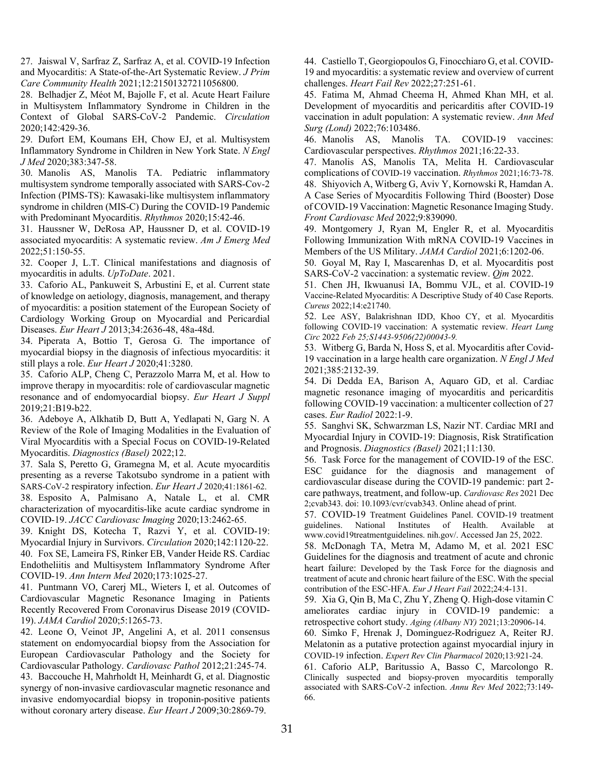27. Jaiswal V, Sarfraz Z, Sarfraz A, et al. COVID-19 Infection and Myocarditis: A State-of-the-Art Systematic Review. *J Prim Care Community Health* 2021;12:21501327211056800.

28. Belhadjer Z, Méot M, Bajolle F, et al. Acute Heart Failure in Multisystem Inflammatory Syndrome in Children in the Context of Global SARS-CoV-2 Pandemic. *Circulation* 2020;142:429-36.

29. Dufort EM, Koumans EH, Chow EJ, et al. Multisystem Inflammatory Syndrome in Children in New York State. *N Engl J Med* 2020;383:347-58.

30. Manolis AS, Manolis TA. Pediatric inflammatory multisystem syndrome temporally associated with SARS-Cov-2 Infection (PIMS-TS): Kawasaki-like multisystem inflammatory syndrome in children (MIS-C) During the COVID-19 Pandemic with Predominant Myocarditis. *Rhythmos* 2020;15:42-46.

31. Haussner W, DeRosa AP, Haussner D, et al. COVID-19 associated myocarditis: A systematic review. *Am J Emerg Med* 2022;51:150-55.

32. Cooper J, L.T. Clinical manifestations and diagnosis of myocarditis in adults. *UpToDate*. 2021.

33. Caforio AL, Pankuweit S, Arbustini E, et al. Current state of knowledge on aetiology, diagnosis, management, and therapy of myocarditis: a position statement of the European Society of Cardiology Working Group on Myocardial and Pericardial Diseases. *Eur Heart J* 2013;34:2636-48, 48a-48d.

34. Piperata A, Bottio T, Gerosa G. The importance of myocardial biopsy in the diagnosis of infectious myocarditis: it still plays a role. *Eur Heart J* 2020;41:3280.

35. Caforio ALP, Cheng C, Perazzolo Marra M, et al. How to improve therapy in myocarditis: role of cardiovascular magnetic resonance and of endomyocardial biopsy. *Eur Heart J Suppl* 2019;21:B19-b22.

36. Adeboye A, Alkhatib D, Butt A, Yedlapati N, Garg N. A Review of the Role of Imaging Modalities in the Evaluation of Viral Myocarditis with a Special Focus on COVID-19-Related Myocarditis. *Diagnostics (Basel)* 2022;12.

37. Sala S, Peretto G, Gramegna M, et al. Acute myocarditis presenting as a reverse Takotsubo syndrome in a patient with SARS-CoV-2 respiratory infection. *Eur Heart J* 2020;41:1861-62.

38. Esposito A, Palmisano A, Natale L, et al. CMR characterization of myocarditis-like acute cardiac syndrome in COVID-19. *JACC Cardiovasc Imaging* 2020;13:2462-65.

39. Knight DS, Kotecha T, Razvi Y, et al. COVID-19: Myocardial Injury in Survivors. *Circulation* 2020;142:1120-22.

40. Fox SE, Lameira FS, Rinker EB, Vander Heide RS. Cardiac Endotheliitis and Multisystem Inflammatory Syndrome After COVID-19. *Ann Intern Med* 2020;173:1025-27.

41. Puntmann VO, Carerj ML, Wieters I, et al. Outcomes of Cardiovascular Magnetic Resonance Imaging in Patients Recently Recovered From Coronavirus Disease 2019 (COVID-19). *JAMA Cardiol* 2020;5:1265-73.

42. Leone O, Veinot JP, Angelini A, et al. 2011 consensus statement on endomyocardial biopsy from the Association for European Cardiovascular Pathology and the Society for Cardiovascular Pathology. *Cardiovasc Pathol* 2012;21:245-74.

43. Baccouche H, Mahrholdt H, Meinhardt G, et al. Diagnostic synergy of non-invasive cardiovascular magnetic resonance and invasive endomyocardial biopsy in troponin-positive patients without coronary artery disease. *Eur Heart J* 2009;30:2869-79.

44. Castiello T, Georgiopoulos G, Finocchiaro G, et al. COVID-19 and myocarditis: a systematic review and overview of current challenges. *Heart Fail Rev* 2022;27:251-61.

45. Fatima M, Ahmad Cheema H, Ahmed Khan MH, et al. Development of myocarditis and pericarditis after COVID-19 vaccination in adult population: A systematic review. *Ann Med Surg (Lond)* 2022;76:103486.

46. Manolis AS, Manolis TA. COVID-19 vaccines: Cardiovascular perspectives. *Rhythmos* 2021;16:22-33.

47. Manolis AS, Manolis TA, Melita H. Cardiovascular complications of COVID-19 vaccination. *Rhythmos* 2021;16:73-78.

48. Shiyovich A, Witberg G, Aviv Y, Kornowski R, Hamdan A. A Case Series of Myocarditis Following Third (Booster) Dose of COVID-19 Vaccination: Magnetic Resonance Imaging Study. *Front Cardiovasc Med* 2022;9:839090.

49. Montgomery J, Ryan M, Engler R, et al. Myocarditis Following Immunization With mRNA COVID-19 Vaccines in Members of the US Military. *JAMA Cardiol* 2021;6:1202-06.

50. Goyal M, Ray I, Mascarenhas D, et al. Myocarditis post SARS-CoV-2 vaccination: a systematic review. *Qjm* 2022.

51. Chen JH, Ikwuanusi IA, Bommu VJL, et al. COVID-19 Vaccine-Related Myocarditis: A Descriptive Study of 40 Case Reports. *Cureus* 2022;14:e21740.

52. Lee ASY, Balakrishnan IDD, Khoo CY, et al. Myocarditis following COVID-19 vaccination: A systematic review. *Heart Lung Circ* 2022 *Feb 25;S1443-9506(22)00043-9.*

53. Witberg G, Barda N, Hoss S, et al. Myocarditis after Covid-19 vaccination in a large health care organization. *N Engl J Med* 2021;385:2132-39.

54. Di Dedda EA, Barison A, Aquaro GD, et al. Cardiac magnetic resonance imaging of myocarditis and pericarditis following COVID-19 vaccination: a multicenter collection of 27 cases. *Eur Radiol* 2022:1-9.

55. Sanghvi SK, Schwarzman LS, Nazir NT. Cardiac MRI and Myocardial Injury in COVID-19: Diagnosis, Risk Stratification and Prognosis. *Diagnostics (Basel)* 2021;11:130.

56. Task Force for the management of COVID-19 of the ESC. ESC guidance for the diagnosis and management of cardiovascular disease during the COVID-19 pandemic: part 2-care pathways, treatment, and follow-up. *Cardiovasc Res* 2021 Dec 2;cvab343. doi: 10.1093/cvr/cvab343. Online ahead of print.

57. COVID-19 Treatment Guidelines Panel. COVID-19 treatment guidelines. National Institutes of Health. Available at www.covid19treatmentguidelines. nih.gov/. Accessed Jan 25, 2022.

58. McDonagh TA, Metra M, Adamo M, et al. 2021 ESC Guidelines for the diagnosis and treatment of acute and chronic heart failure: Developed by the Task Force for the diagnosis and treatment of acute and chronic heart failure of the ESC. With the special contribution of the ESC-HFA. *Eur J Heart Fail* 2022;24:4-131.

59. Xia G, Qin B, Ma C, Zhu Y, Zheng Q. High-dose vitamin C ameliorates cardiac injury in COVID-19 pandemic: a retrospective cohort study. *Aging (Albany NY)* 2021;13:20906-14.

60. Simko F, Hrenak J, Dominguez-Rodriguez A, Reiter RJ. Melatonin as a putative protection against myocardial injury in COVID-19 infection. *Expert Rev Clin Pharmacol* 2020;13:921-24.

61. Caforio ALP, Baritussio A, Basso C, Marcolongo R. Clinically suspected and biopsy-proven myocarditis temporally associated with SARS-CoV-2 infection. *Annu Rev Med* 2022;73:149-66.